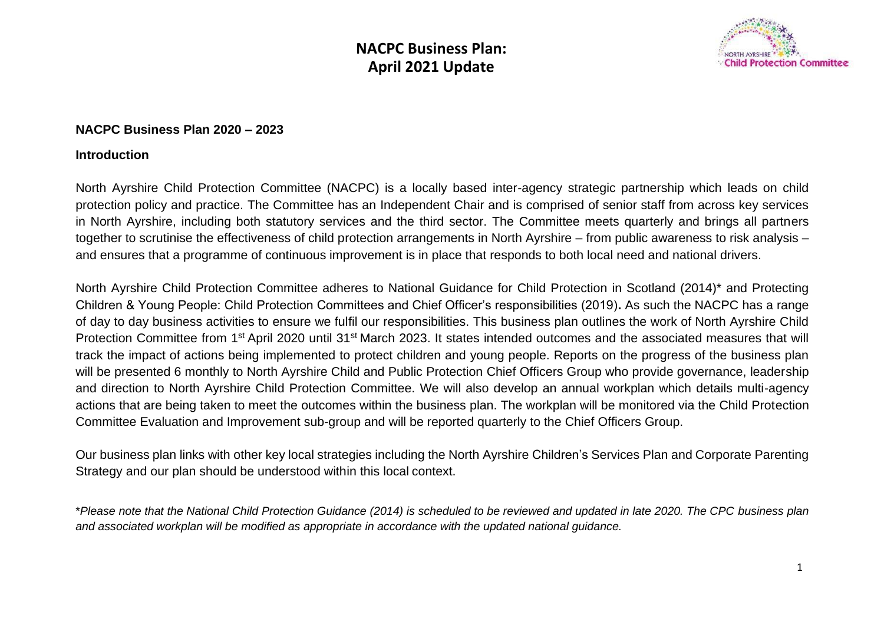# NACPC Business Plan: April 2021 Update

## NACPC Business Plan 2020 – 2023

### Introduction

North Ayrshire Child Protection Committee (NACPC) is a locally based inter-agency strategic partnership which leads on child protection policy and practice. The Committee has an Independent Chair and is comprised of senior staff from across key services in North Ayrshire, including both statutory services and the third sector. The Committee meets quarterly and brings all partners together to scrutinise the effectiveness of child protection arrangements in North Ayrshire – from public awareness to risk analysis – and ensures that a programme of continuous improvement is in place that responds to both local need and national drivers.

North Ayrshire Child Protection Committee adheres to National Guidance for Child Protection in Scotland (2014)* and Protecting Children & Young People: Child Protection Committees and Chief Officer's responsibilities (2019)**.** As such the NACPC has a range of day to day business activities to ensure we fulfil our responsibilities. This business plan outlines the work of North Ayrshire Child Protection Committee from 1st April 2020 until 31st March 2023. It states intended outcomes and the associated measures that will track the impact of actions being implemented to protect children and young people. Reports on the progress of the business plan will be presented 6 monthly to North Ayrshire Child and Public Protection Chief Officers Group who provide governance, leadership and direction to North Ayrshire Child Protection Committee. We will also develop an annual workplan which details multi-agency actions that are being taken to meet the outcomes within the business plan. The workplan will be monitored via the Child Protection Committee Evaluation and Improvement sub-group and will be reported quarterly to the Chief Officers Group.

Our business plan links with other key local strategies including the North Ayrshire Children's Services Plan and Corporate Parenting Strategy and our plan should be understood within this local context.

*\*Please note that the National Child Protection Guidance (2014) is scheduled to be reviewed and updated in late 2020. The CPC business plan and associated workplan will be modified as appropriate in accordance with the updated national guidance.*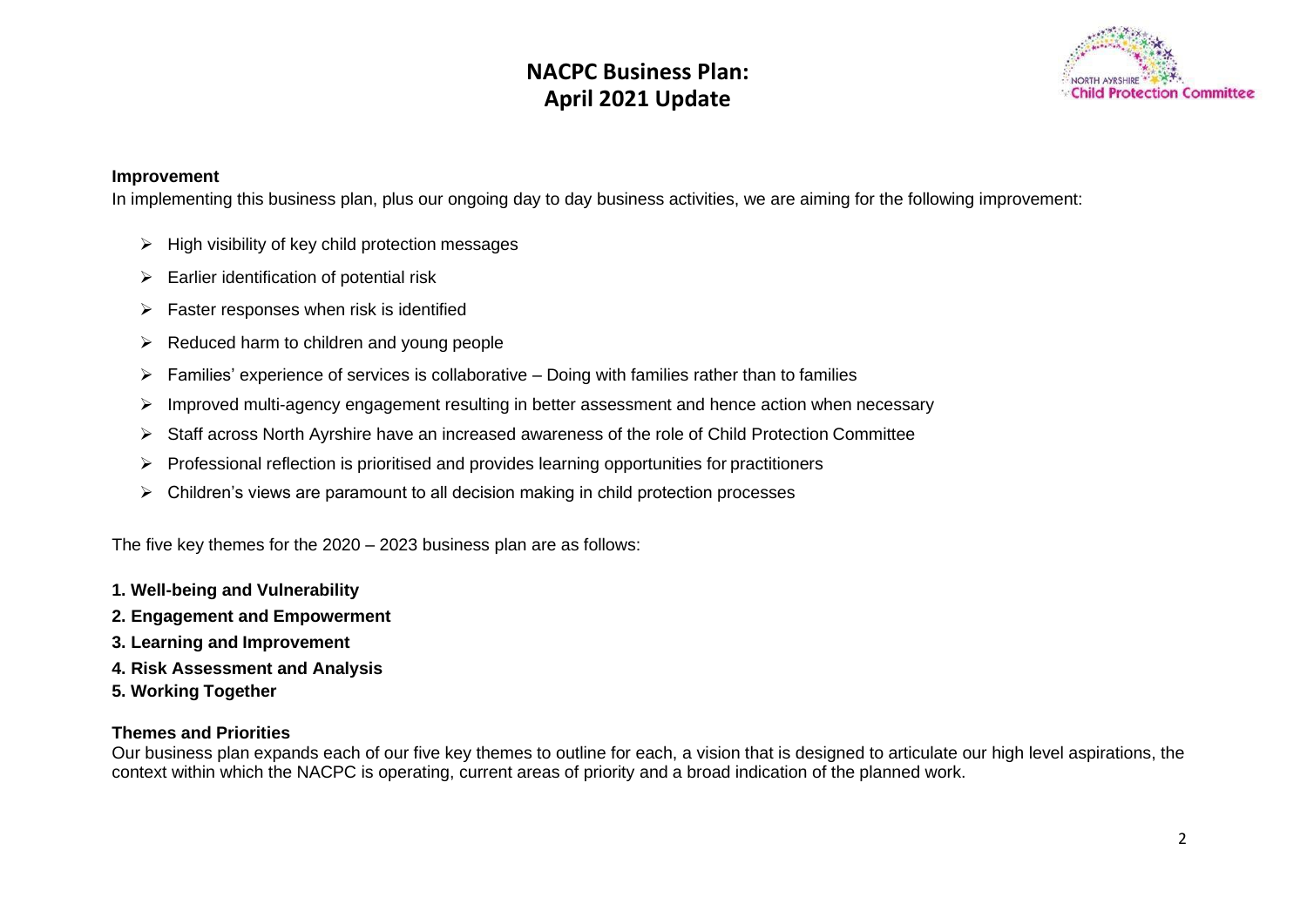# NACPC Business Plan: April 2021 Update

**Improvement**

In implementing this business plan, plus our ongoing day to day business activities, we are aiming for the following improvement:

- High visibility of key child protection messages
- Earlier identification of potential risk
- Faster responses when risk is identified
- Reduced harm to children and young people
- Families' experience of services is collaborative – Doing with families rather than to families
- Improved multi-agency engagement resulting in better assessment and hence action when necessary
- Staff across North Ayrshire have an increased awareness of the role of Child Protection Committee
- Professional reflection is prioritised and provides learning opportunities for practitioners
- Children's views are paramount to all decision making in child protection processes

The five key themes for the 2020 – 2023 business plan are as follows:

**1. Well-being and Vulnerability**
**2. Engagement and Empowerment**
**3. Learning and Improvement**
**4. Risk Assessment and Analysis**
**5. Working Together**

**Themes and Priorities**

Our business plan expands each of our five key themes to outline for each, a vision that is designed to articulate our high level aspirations, the context within which the NACPC is operating, current areas of priority and a broad indication of the planned work.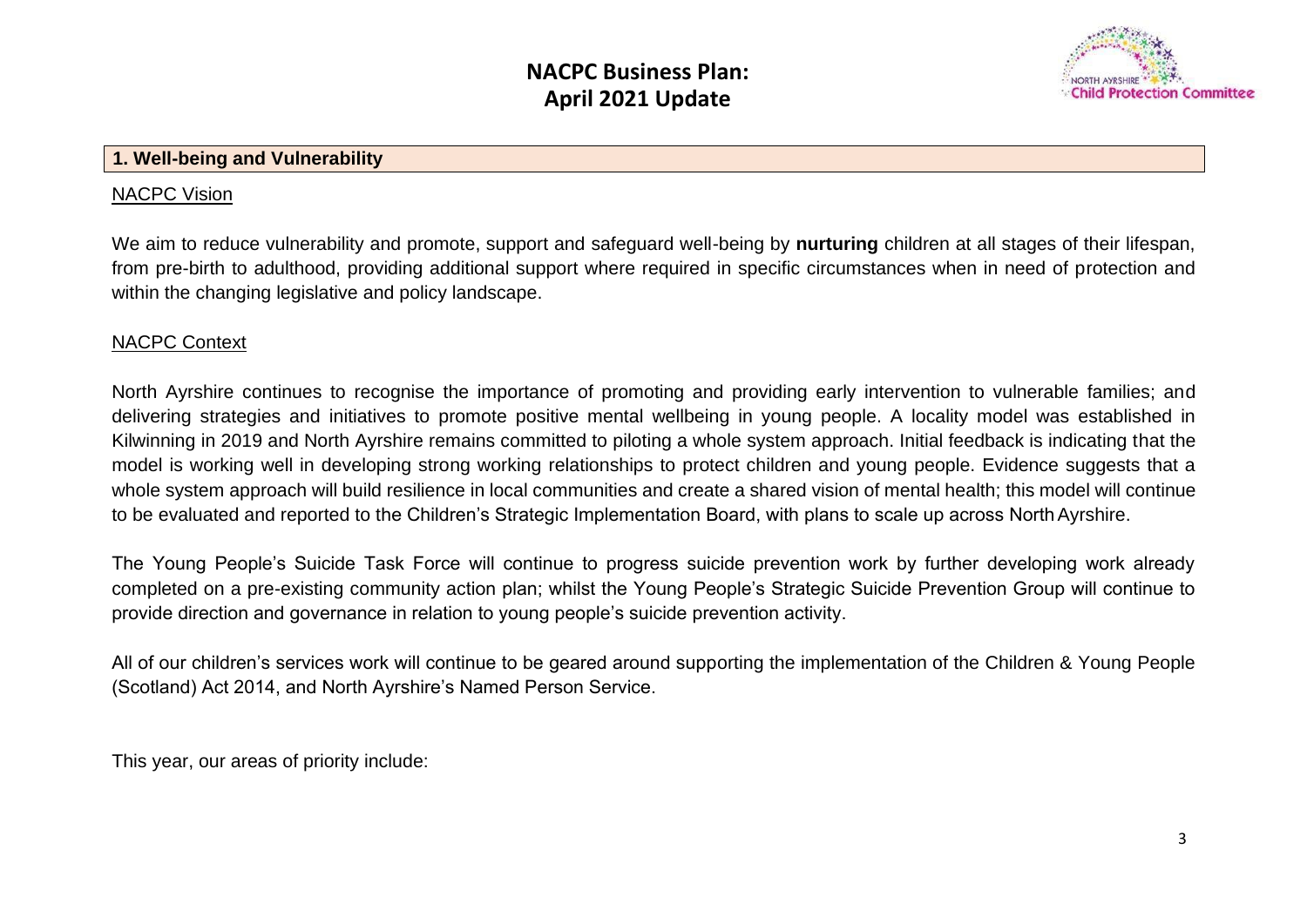# NACPC Business Plan: April 2021 Update

## 1. Well-being and Vulnerability

NACPC Vision

We aim to reduce vulnerability and promote, support and safeguard well-being by **nurturing** children at all stages of their lifespan, from pre-birth to adulthood, providing additional support where required in specific circumstances when in need of protection and within the changing legislative and policy landscape.

NACPC Context

North Ayrshire continues to recognise the importance of promoting and providing early intervention to vulnerable families; and delivering strategies and initiatives to promote positive mental wellbeing in young people. A locality model was established in Kilwinning in 2019 and North Ayrshire remains committed to piloting a whole system approach. Initial feedback is indicating that the model is working well in developing strong working relationships to protect children and young people. Evidence suggests that a whole system approach will build resilience in local communities and create a shared vision of mental health; this model will continue to be evaluated and reported to the Children's Strategic Implementation Board, with plans to scale up across North Ayrshire.

The Young People's Suicide Task Force will continue to progress suicide prevention work by further developing work already completed on a pre-existing community action plan; whilst the Young People's Strategic Suicide Prevention Group will continue to provide direction and governance in relation to young people's suicide prevention activity.

All of our children's services work will continue to be geared around supporting the implementation of the Children & Young People (Scotland) Act 2014, and North Ayrshire's Named Person Service.

This year, our areas of priority include: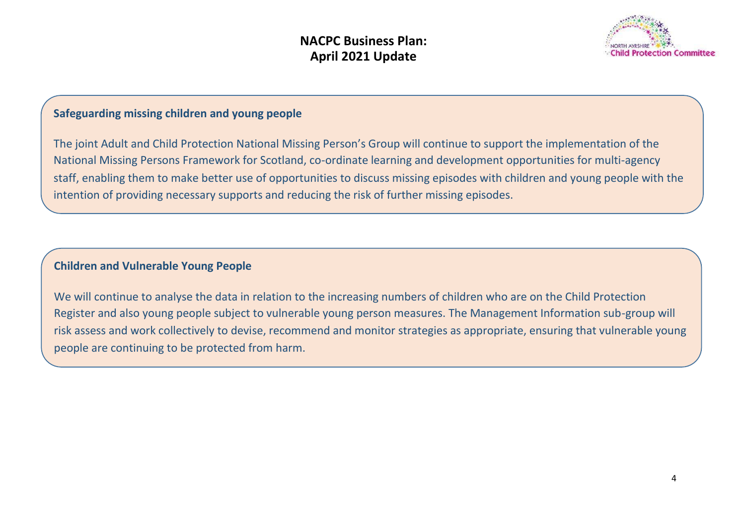## Safeguarding missing children and young people

The joint Adult and Child Protection National Missing Person's Group will continue to support the implementation of the National Missing Persons Framework for Scotland, co-ordinate learning and development opportunities for multi-agency staff, enabling them to make better use of opportunities to discuss missing episodes with children and young people with the intention of providing necessary supports and reducing the risk of further missing episodes.

## Children and Vulnerable Young People

We will continue to analyse the data in relation to the increasing numbers of children who are on the Child Protection Register and also young people subject to vulnerable young person measures. The Management Information sub-group will risk assess and work collectively to devise, recommend and monitor strategies as appropriate, ensuring that vulnerable young people are continuing to be protected from harm.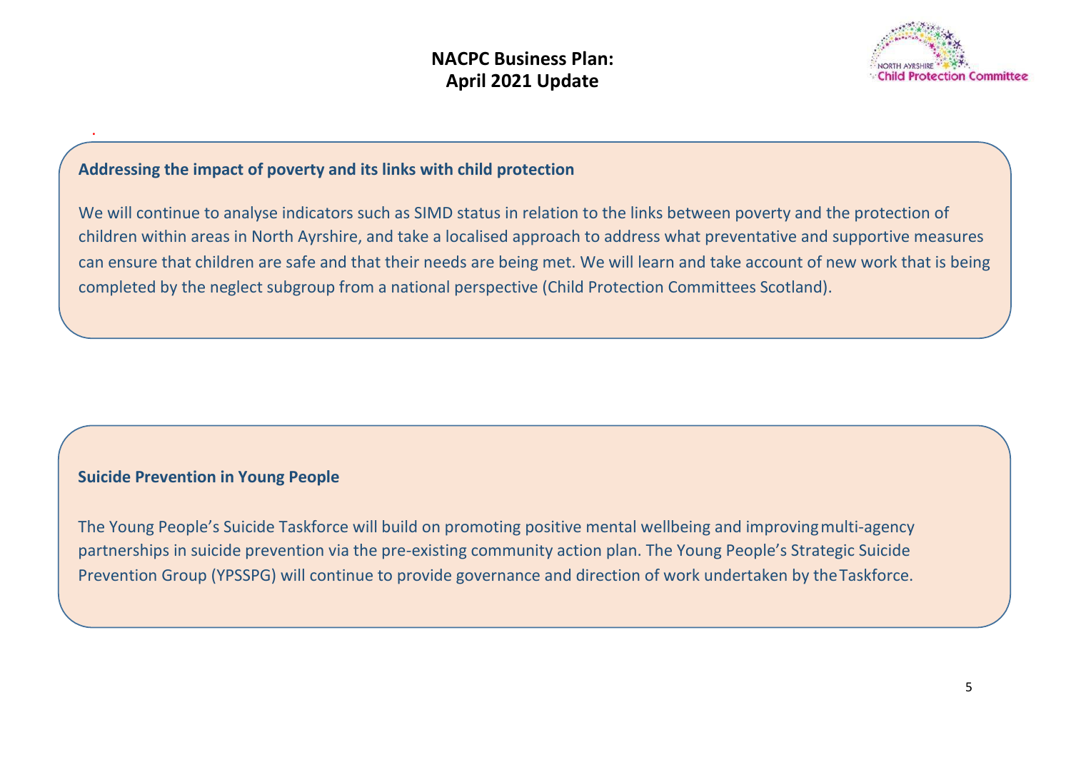**Addressing the impact of poverty and its links with child protection**

We will continue to analyse indicators such as SIMD status in relation to the links between poverty and the protection of children within areas in North Ayrshire, and take a localised approach to address what preventative and supportive measures can ensure that children are safe and that their needs are being met. We will learn and take account of new work that is being completed by the neglect subgroup from a national perspective (Child Protection Committees Scotland).

**Suicide Prevention in Young People**

The Young People's Suicide Taskforce will build on promoting positive mental wellbeing and improving multi-agency partnerships in suicide prevention via the pre-existing community action plan. The Young People's Strategic Suicide Prevention Group (YPSSPG) will continue to provide governance and direction of work undertaken by the Taskforce.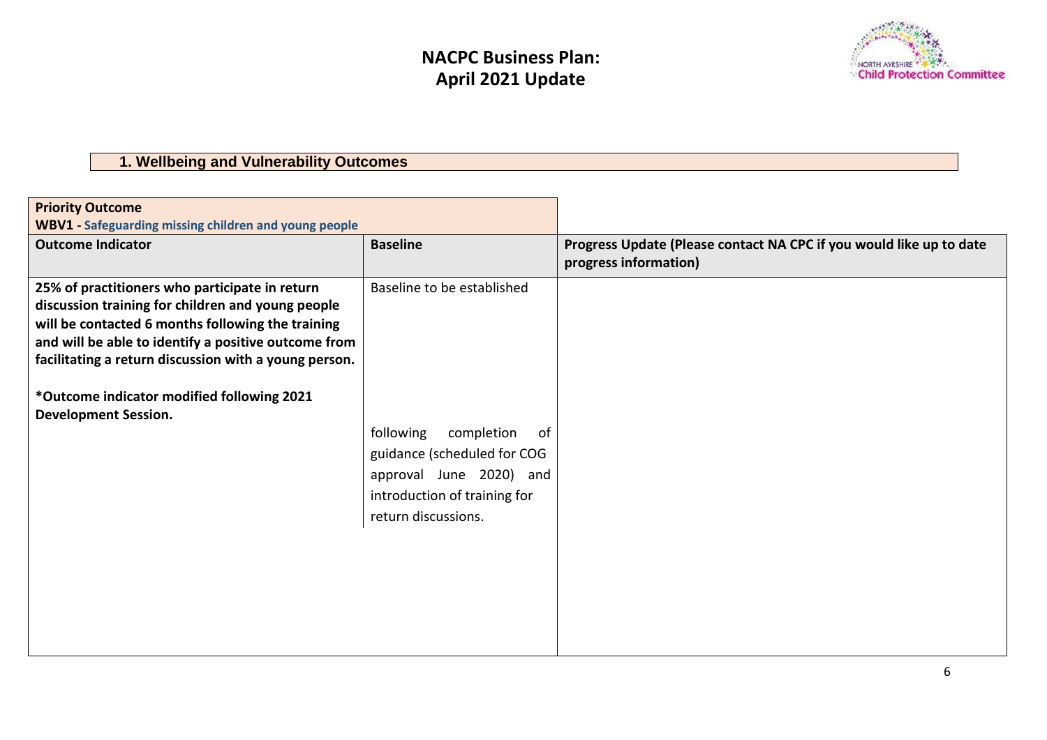# NACPC Business Plan:
# April 2021 Update

## 1. Wellbeing and Vulnerability Outcomes

| **Priority Outcome**<br>**WBV1 - Safeguarding missing children and young people** | | |
|---|---|---|
| **Outcome Indicator** | **Baseline** | **Progress Update (Please contact NA CPC if you would like up to date progress information)** |
| **25% of practitioners who participate in return discussion training for children and young people will be contacted 6 months following the training and will be able to identify a positive outcome from facilitating a return discussion with a young person.**<br><br>**\*Outcome indicator modified following 2021 Development Session.** | Baseline to be established following completion of guidance (scheduled for COG approval June 2020) and introduction of training for return discussions. | |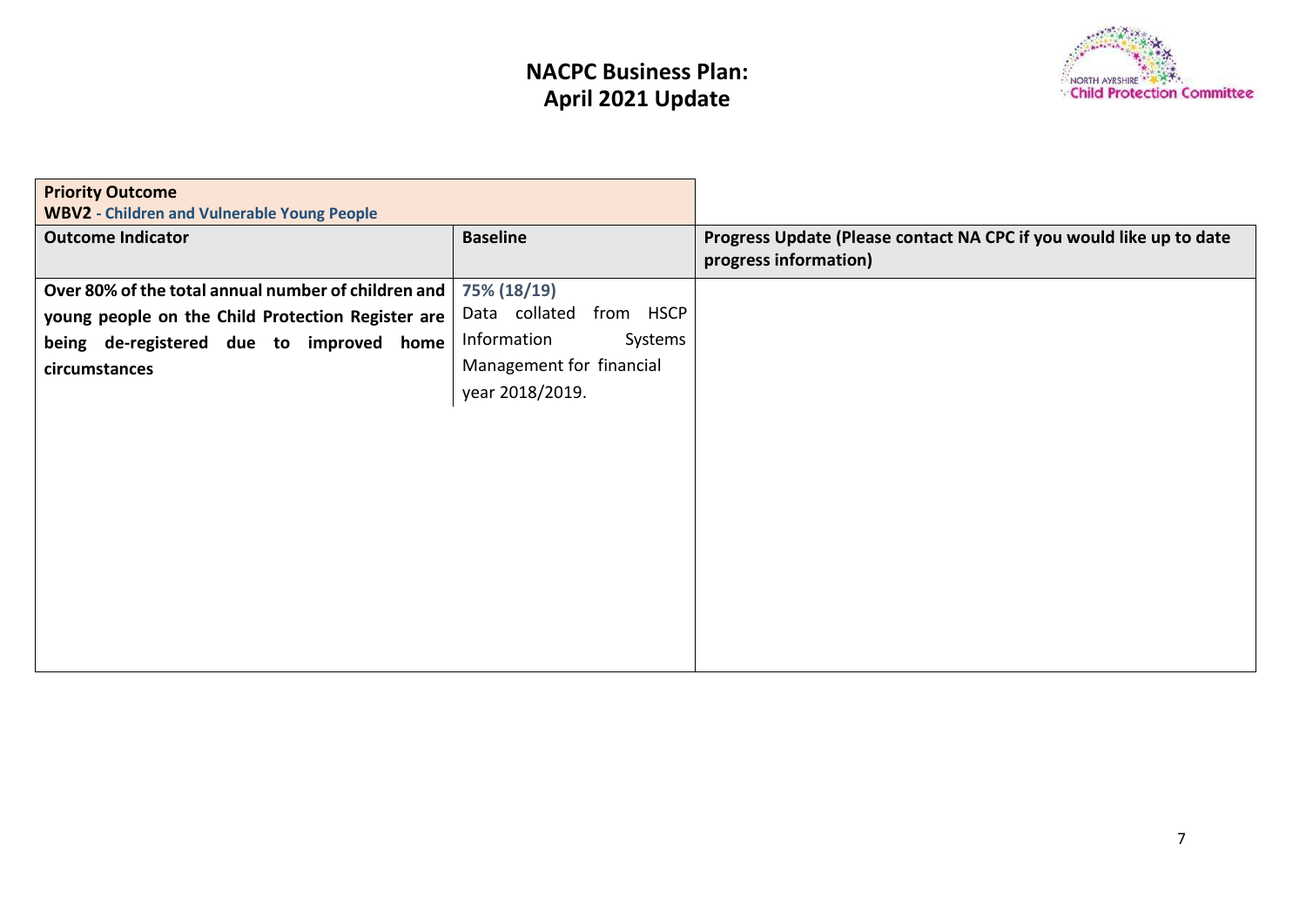# NACPC Business Plan: April 2021 Update

| Priority Outcome<br>**WBV2 - Children and Vulnerable Young People** | | |
|---|---|---|
| **Outcome Indicator** | **Baseline** | **Progress Update (Please contact NA CPC if you would like up to date progress information)** |
| **Over 80% of the total annual number of children and young people on the Child Protection Register are being de-registered due to improved home circumstances** | **75% (18/19)**<br>Data collated from HSCP Information Systems Management for financial year 2018/2019. | |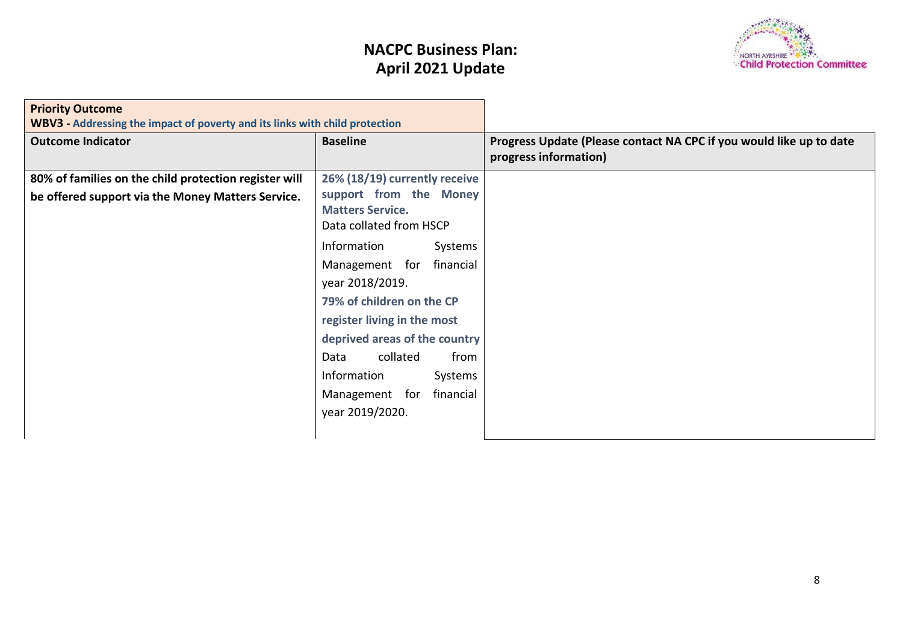# NACPC Business Plan: April 2021 Update

| Priority Outcome<br>WBV3 - Addressing the impact of poverty and its links with child protection | | |
|---|---|---|
| **Outcome Indicator** | **Baseline** | **Progress Update (Please contact NA CPC if you would like up to date progress information)** |
| **80% of families on the child protection register will be offered support via the Money Matters Service.** | **26% (18/19) currently receive support from the Money Matters Service.**<br>Data collated from HSCP Information Systems Management for financial year 2018/2019.<br>**79% of children on the CP register living in the most deprived areas of the country**<br>Data collated from Information Systems Management for financial year 2019/2020. | |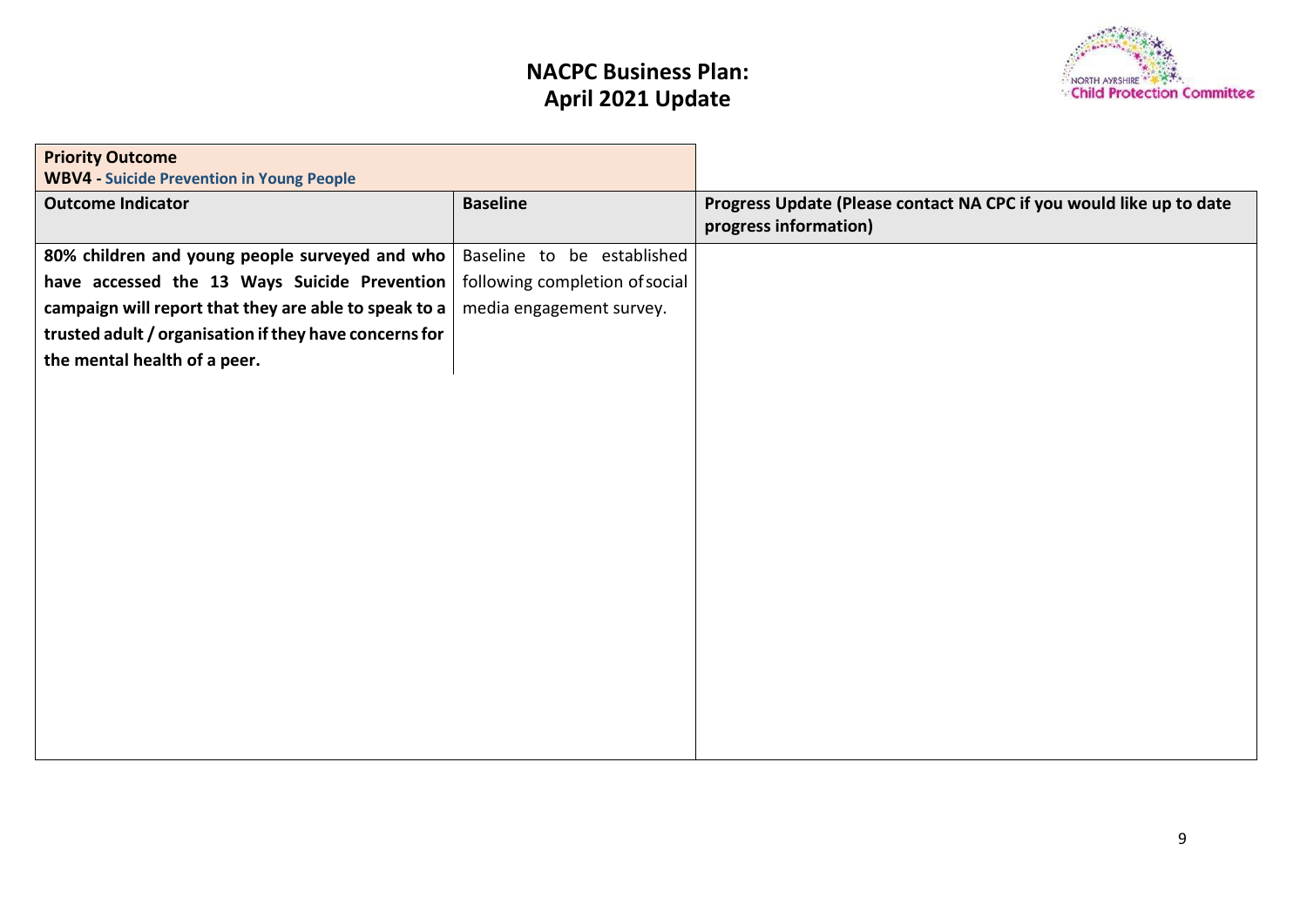# NACPC Business Plan: April 2021 Update

| Priority Outcome<br>WBV4 - Suicide Prevention in Young People | | |
|---|---|---|
| **Outcome Indicator** | **Baseline** | **Progress Update (Please contact NA CPC if you would like up to date progress information)** |
| **80% children and young people surveyed and who have accessed the 13 Ways Suicide Prevention campaign will report that they are able to speak to a trusted adult / organisation if they have concerns for the mental health of a peer.** | Baseline to be established following completion of social media engagement survey. | |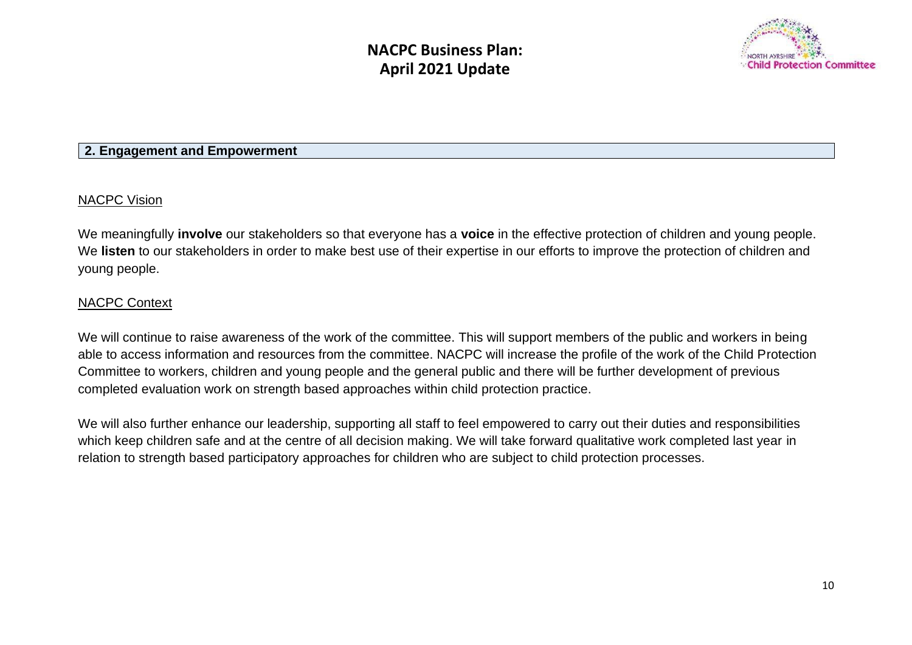## 2. Engagement and Empowerment

NACPC Vision

We meaningfully **involve** our stakeholders so that everyone has a **voice** in the effective protection of children and young people. We **listen** to our stakeholders in order to make best use of their expertise in our efforts to improve the protection of children and young people.

NACPC Context

We will continue to raise awareness of the work of the committee. This will support members of the public and workers in being able to access information and resources from the committee. NACPC will increase the profile of the work of the Child Protection Committee to workers, children and young people and the general public and there will be further development of previous completed evaluation work on strength based approaches within child protection practice.

We will also further enhance our leadership, supporting all staff to feel empowered to carry out their duties and responsibilities which keep children safe and at the centre of all decision making. We will take forward qualitative work completed last year in relation to strength based participatory approaches for children who are subject to child protection processes.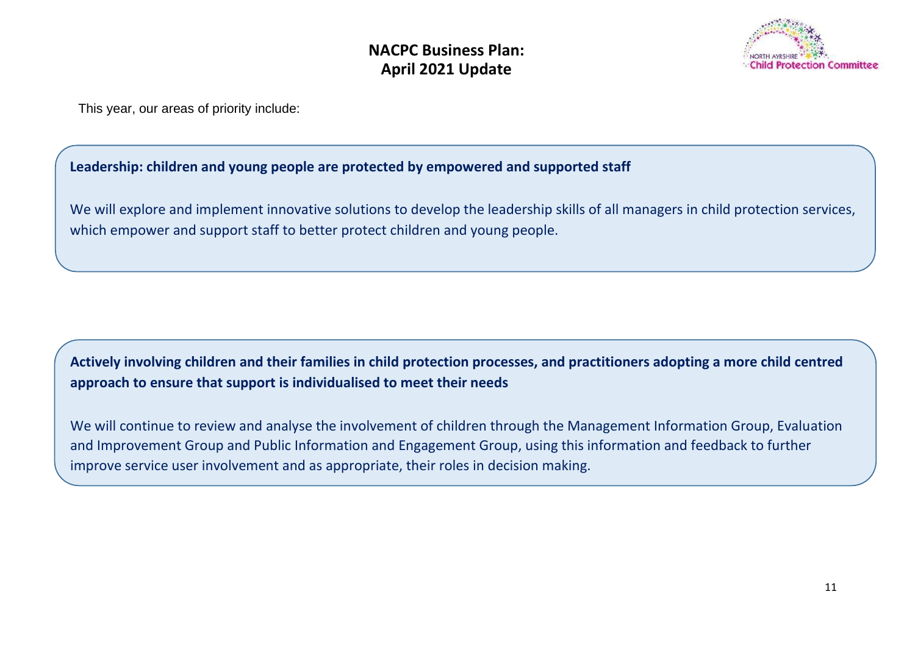# NACPC Business Plan: April 2021 Update

This year, our areas of priority include:

**Leadership: children and young people are protected by empowered and supported staff**

We will explore and implement innovative solutions to develop the leadership skills of all managers in child protection services, which empower and support staff to better protect children and young people.

**Actively involving children and their families in child protection processes, and practitioners adopting a more child centred approach to ensure that support is individualised to meet their needs**

We will continue to review and analyse the involvement of children through the Management Information Group, Evaluation and Improvement Group and Public Information and Engagement Group, using this information and feedback to further improve service user involvement and as appropriate, their roles in decision making.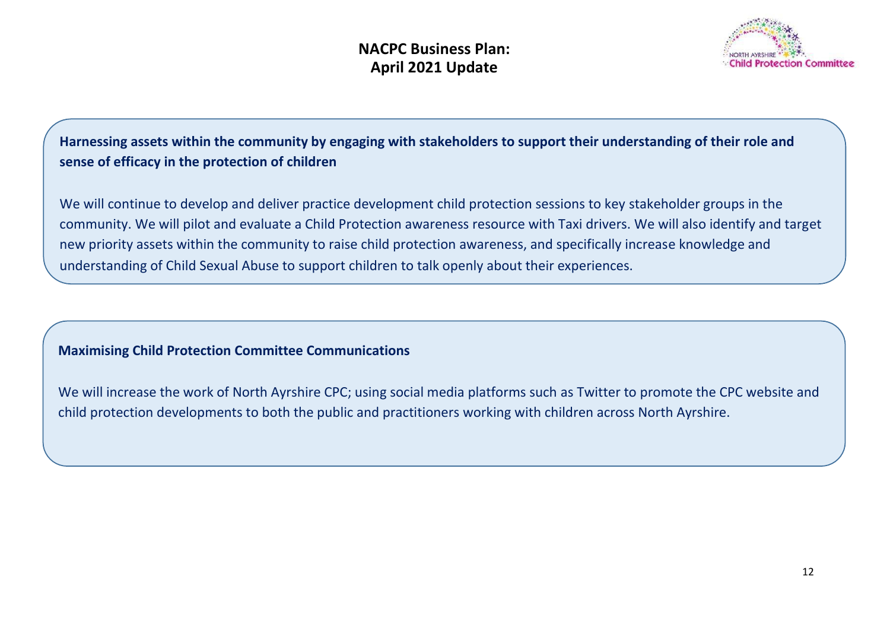# NACPC Business Plan: April 2021 Update

**Harnessing assets within the community by engaging with stakeholders to support their understanding of their role and sense of efficacy in the protection of children**

We will continue to develop and deliver practice development child protection sessions to key stakeholder groups in the community. We will pilot and evaluate a Child Protection awareness resource with Taxi drivers. We will also identify and target new priority assets within the community to raise child protection awareness, and specifically increase knowledge and understanding of Child Sexual Abuse to support children to talk openly about their experiences.

**Maximising Child Protection Committee Communications**

We will increase the work of North Ayrshire CPC; using social media platforms such as Twitter to promote the CPC website and child protection developments to both the public and practitioners working with children across North Ayrshire.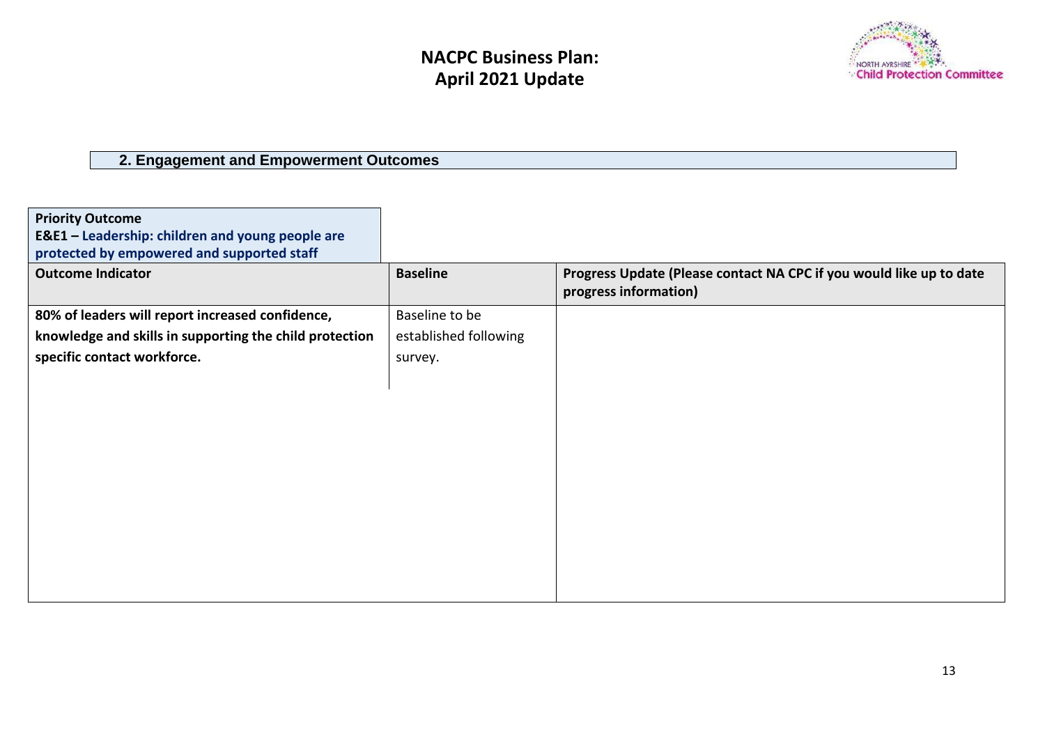# NACPC Business Plan: April 2021 Update

## 2. Engagement and Empowerment Outcomes

**Priority Outcome**
**E&E1 – Leadership: children and young people are protected by empowered and supported staff**

| Outcome Indicator | Baseline | Progress Update (Please contact NA CPC if you would like up to date progress information) |
|---|---|---|
| **80% of leaders will report increased confidence, knowledge and skills in supporting the child protection specific contact workforce.** | Baseline to be established following survey. | |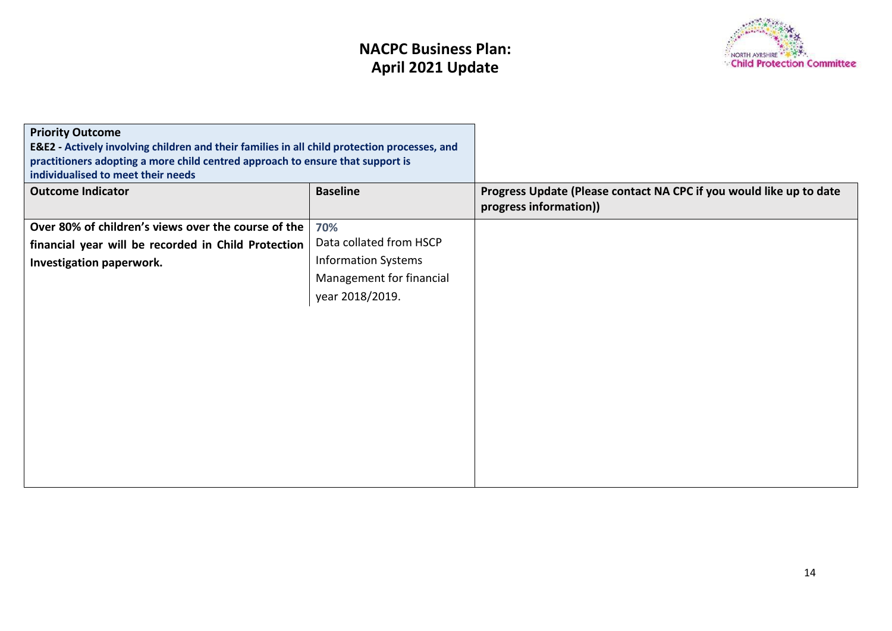# NACPC Business Plan: April 2021 Update

| Priority Outcome<br>**E&E2 - Actively involving children and their families in all child protection processes, and practitioners adopting a more child centred approach to ensure that support is individualised to meet their needs** | | |
|---|---|---|
| **Outcome Indicator** | **Baseline** | **Progress Update (Please contact NA CPC if you would like up to date progress information))** |
| **Over 80% of children's views over the course of the financial year will be recorded in Child Protection Investigation paperwork.** | **70%**<br>Data collated from HSCP Information Systems Management for financial year 2018/2019. | |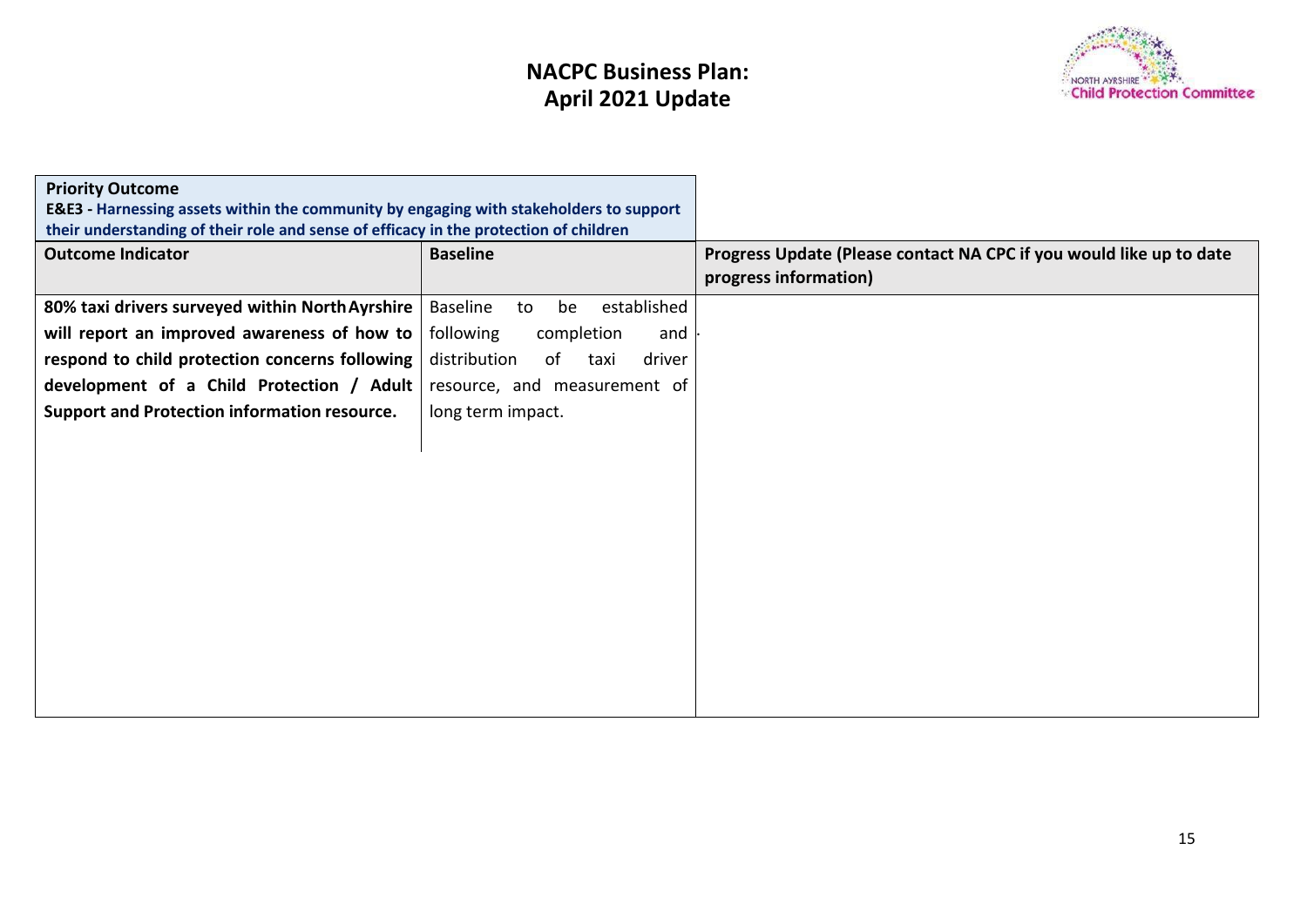# NACPC Business Plan: April 2021 Update

| Priority Outcome<br>**E&E3 - Harnessing assets within the community by engaging with stakeholders to support their understanding of their role and sense of efficacy in the protection of children** | | |
|---|---|---|
| **Outcome Indicator** | **Baseline** | **Progress Update (Please contact NA CPC if you would like up to date progress information)** |
| **80% taxi drivers surveyed within North Ayrshire will report an improved awareness of how to respond to child protection concerns following development of a Child Protection / Adult Support and Protection information resource.** | Baseline to be established following completion and distribution of taxi driver resource, and measurement of long term impact. | |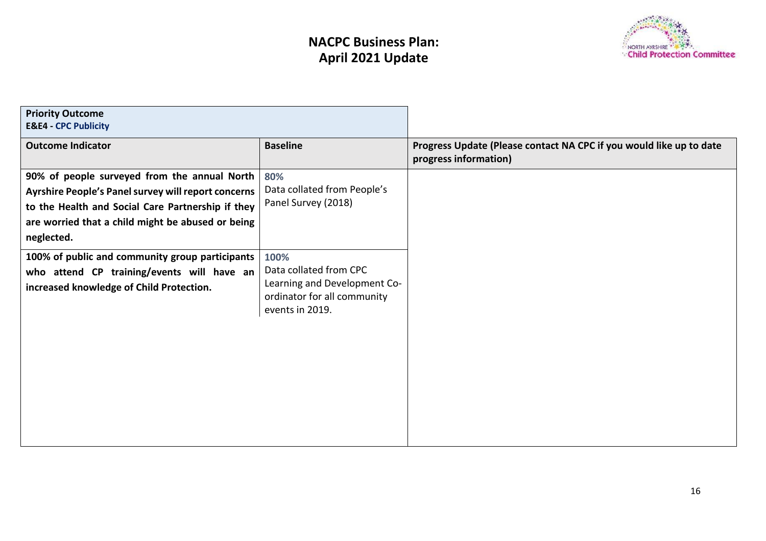## NACPC Business Plan: April 2021 Update

| Priority Outcome<br>E&E4 - CPC Publicity | | |
|---|---|---|
| **Outcome Indicator** | **Baseline** | **Progress Update (Please contact NA CPC if you would like up to date progress information)** |
| **90% of people surveyed from the annual North Ayrshire People's Panel survey will report concerns to the Health and Social Care Partnership if they are worried that a child might be abused or being neglected.** | **80%**<br>Data collated from People's Panel Survey (2018) | |
| **100% of public and community group participants who attend CP training/events will have an increased knowledge of Child Protection.** | **100%**<br>Data collated from CPC Learning and Development Co-ordinator for all community events in 2019. | |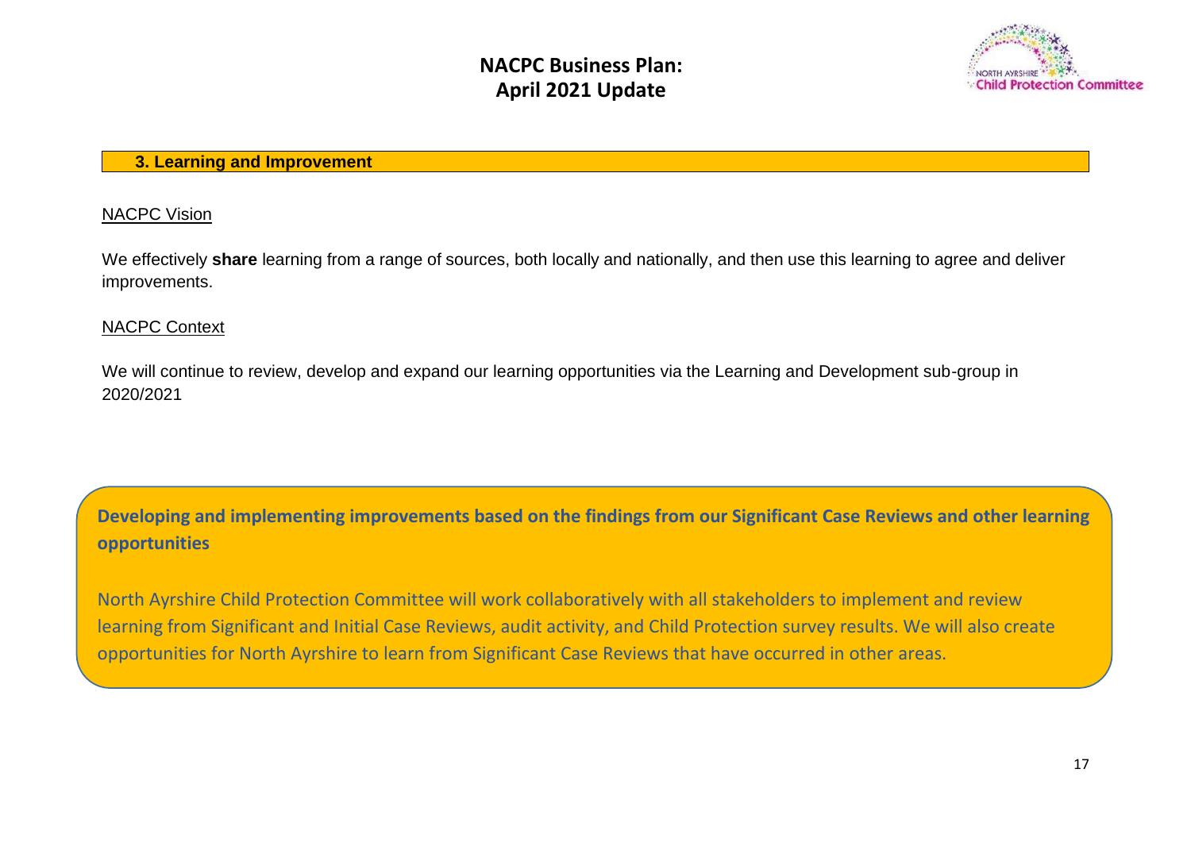## 3. Learning and Improvement

<u>NACPC Vision</u>

We effectively **share** learning from a range of sources, both locally and nationally, and then use this learning to agree and deliver improvements.

<u>NACPC Context</u>

We will continue to review, develop and expand our learning opportunities via the Learning and Development sub-group in 2020/2021

**Developing and implementing improvements based on the findings from our Significant Case Reviews and other learning opportunities**

North Ayrshire Child Protection Committee will work collaboratively with all stakeholders to implement and review learning from Significant and Initial Case Reviews, audit activity, and Child Protection survey results. We will also create opportunities for North Ayrshire to learn from Significant Case Reviews that have occurred in other areas.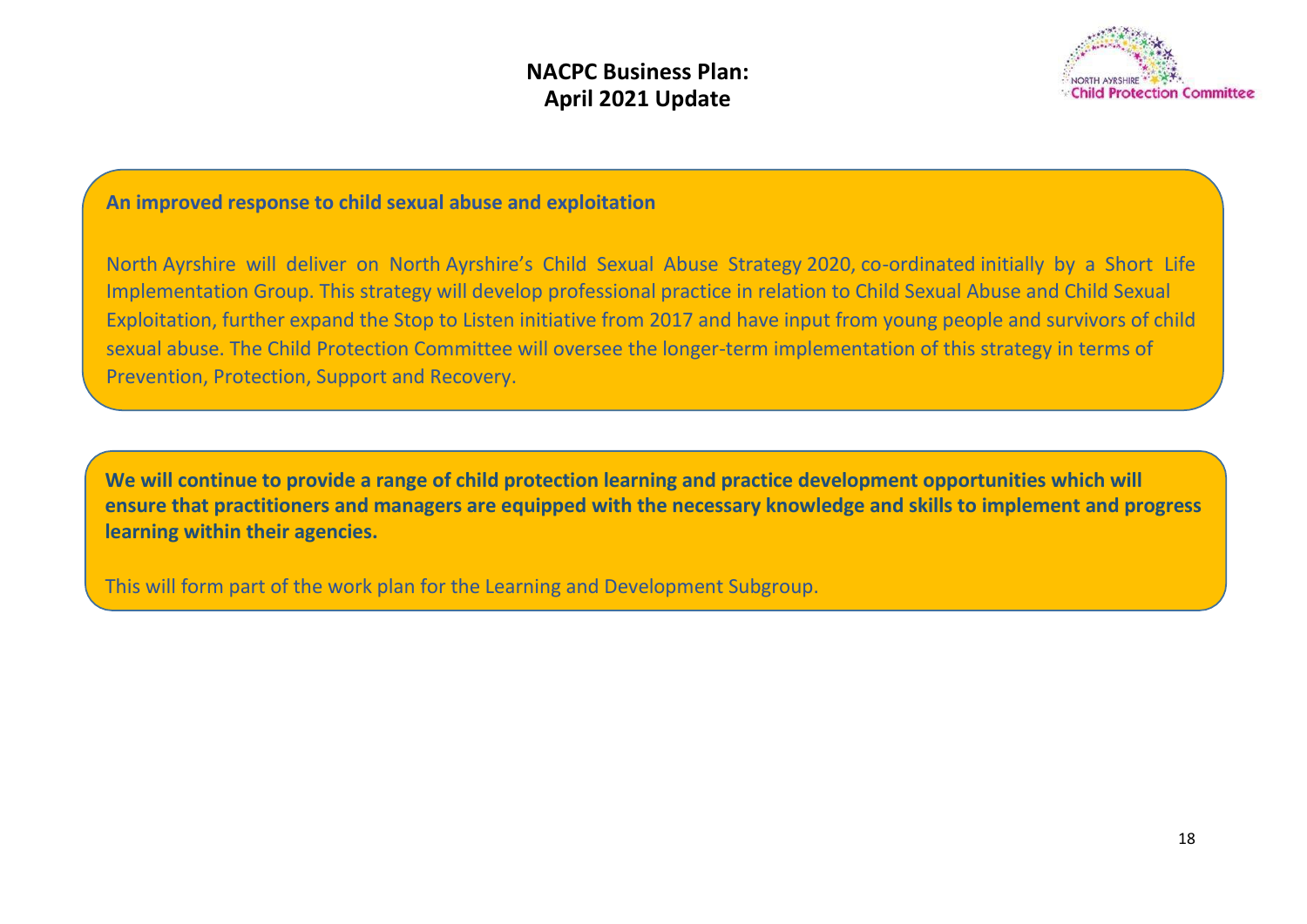# NACPC Business Plan: April 2021 Update

**An improved response to child sexual abuse and exploitation**

North Ayrshire will deliver on North Ayrshire's Child Sexual Abuse Strategy 2020, co-ordinated initially by a Short Life Implementation Group. This strategy will develop professional practice in relation to Child Sexual Abuse and Child Sexual Exploitation, further expand the Stop to Listen initiative from 2017 and have input from young people and survivors of child sexual abuse. The Child Protection Committee will oversee the longer-term implementation of this strategy in terms of Prevention, Protection, Support and Recovery.

**We will continue to provide a range of child protection learning and practice development opportunities which will ensure that practitioners and managers are equipped with the necessary knowledge and skills to implement and progress learning within their agencies.**

This will form part of the work plan for the Learning and Development Subgroup.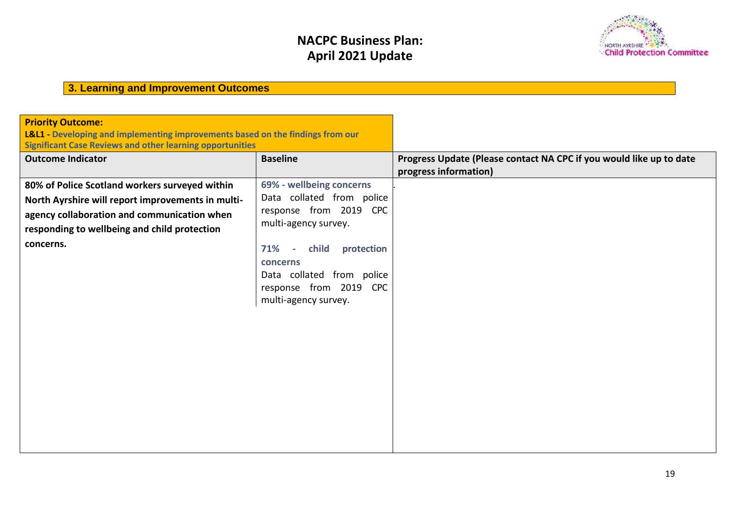# NACPC Business Plan:
# April 2021 Update

## 3. Learning and Improvement Outcomes

**Priority Outcome:**
**L&L1 - Developing and implementing improvements based on the findings from our Significant Case Reviews and other learning opportunities**

| Outcome Indicator | Baseline | Progress Update (Please contact NA CPC if you would like up to date progress information) |
|---|---|---|
| **80% of Police Scotland workers surveyed within North Ayrshire will report improvements in multi-agency collaboration and communication when responding to wellbeing and child protection concerns.** | **69% - wellbeing concerns** Data collated from police response from 2019 CPC multi-agency survey. **71% - child protection concerns** Data collated from police response from 2019 CPC multi-agency survey. | . |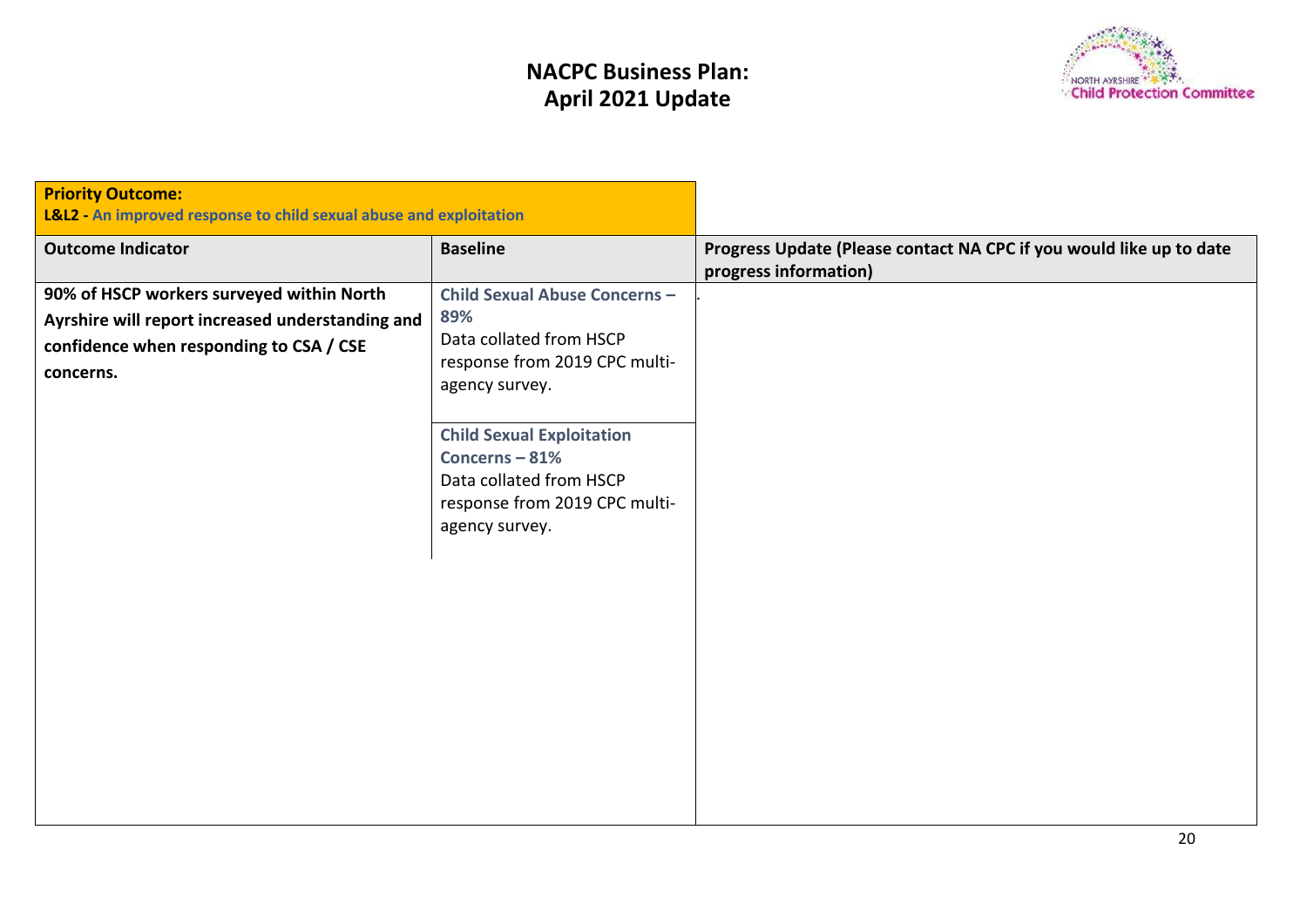# NACPC Business Plan: April 2021 Update

| **Priority Outcome:** **L&L2 - An improved response to child sexual abuse and exploitation** | | |
|---|---|---|
| **Outcome Indicator** | **Baseline** | **Progress Update (Please contact NA CPC if you would like up to date progress information)** |
| **90% of HSCP workers surveyed within North Ayrshire will report increased understanding and confidence when responding to CSA / CSE concerns.** | **Child Sexual Abuse Concerns – 89%** Data collated from HSCP response from 2019 CPC multi-agency survey. | . |
| | **Child Sexual Exploitation Concerns – 81%** Data collated from HSCP response from 2019 CPC multi-agency survey. | |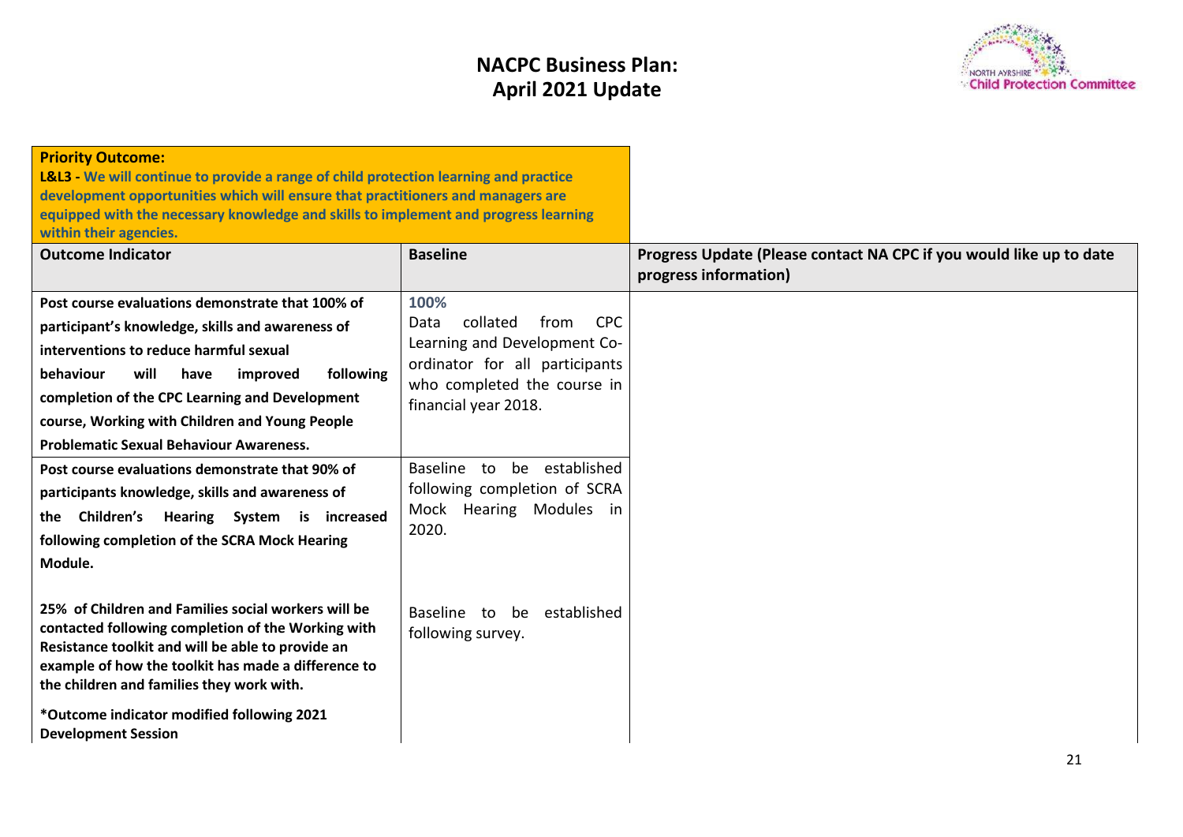# NACPC Business Plan: April 2021 Update

**Priority Outcome:**
**L&L3 - We will continue to provide a range of child protection learning and practice development opportunities which will ensure that practitioners and managers are equipped with the necessary knowledge and skills to implement and progress learning within their agencies.**

| Outcome Indicator | Baseline | Progress Update (Please contact NA CPC if you would like up to date progress information) |
|---|---|---|
| **Post course evaluations demonstrate that 100% of participant's knowledge, skills and awareness of interventions to reduce harmful sexual behaviour will have improved following completion of the CPC Learning and Development course, Working with Children and Young People Problematic Sexual Behaviour Awareness.** | **100%** Data collated from CPC Learning and Development Co-ordinator for all participants who completed the course in financial year 2018. | |
| **Post course evaluations demonstrate that 90% of participants knowledge, skills and awareness of the Children's Hearing System is increased following completion of the SCRA Mock Hearing Module.** | Baseline to be established following completion of SCRA Mock Hearing Modules in 2020. | |
| **25% of Children and Families social workers will be contacted following completion of the Working with Resistance toolkit and will be able to provide an example of how the toolkit has made a difference to the children and families they work with.** <br><br> ***Outcome indicator modified following 2021 Development Session** | Baseline to be established following survey. | |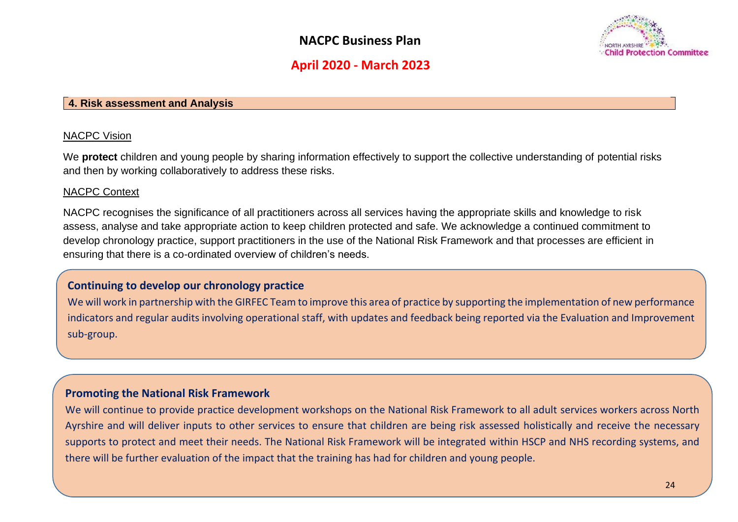## 4. Risk assessment and Analysis

NACPC Vision

We **protect** children and young people by sharing information effectively to support the collective understanding of potential risks and then by working collaboratively to address these risks.

NACPC Context

NACPC recognises the significance of all practitioners across all services having the appropriate skills and knowledge to risk assess, analyse and take appropriate action to keep children protected and safe. We acknowledge a continued commitment to develop chronology practice, support practitioners in the use of the National Risk Framework and that processes are efficient in ensuring that there is a co-ordinated overview of children's needs.

### Continuing to develop our chronology practice

We will work in partnership with the GIRFEC Team to improve this area of practice by supporting the implementation of new performance indicators and regular audits involving operational staff, with updates and feedback being reported via the Evaluation and Improvement sub-group.

### Promoting the National Risk Framework

We will continue to provide practice development workshops on the National Risk Framework to all adult services workers across North Ayrshire and will deliver inputs to other services to ensure that children are being risk assessed holistically and receive the necessary supports to protect and meet their needs. The National Risk Framework will be integrated within HSCP and NHS recording systems, and there will be further evaluation of the impact that the training has had for children and young people.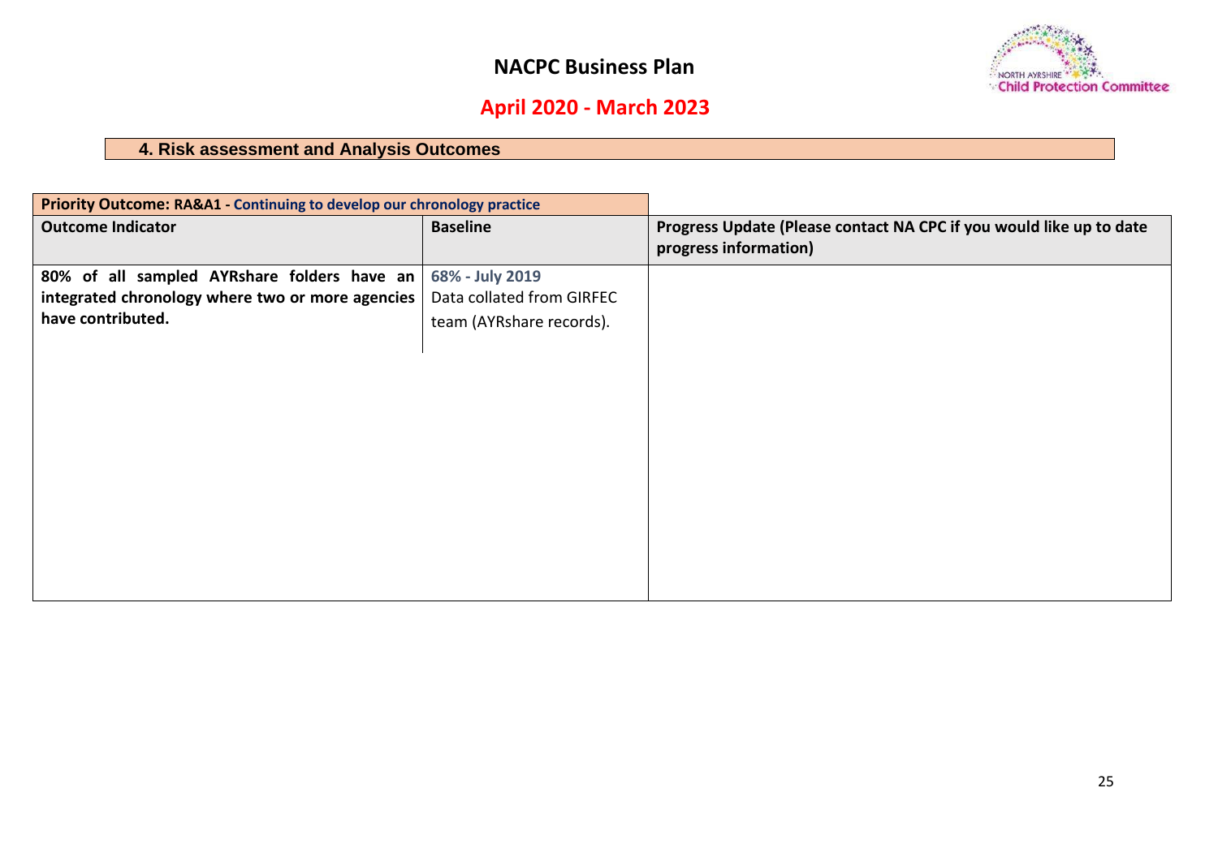# NACPC Business Plan

## April 2020 - March 2023

### 4. Risk assessment and Analysis Outcomes

| Priority Outcome: RA&A1 - Continuing to develop our chronology practice | | |
|---|---|---|
| **Outcome Indicator** | **Baseline** | **Progress Update (Please contact NA CPC if you would like up to date progress information)** |
| **80% of all sampled AYRshare folders have an integrated chronology where two or more agencies have contributed.** | **68% - July 2019** Data collated from GIRFEC team (AYRshare records). | |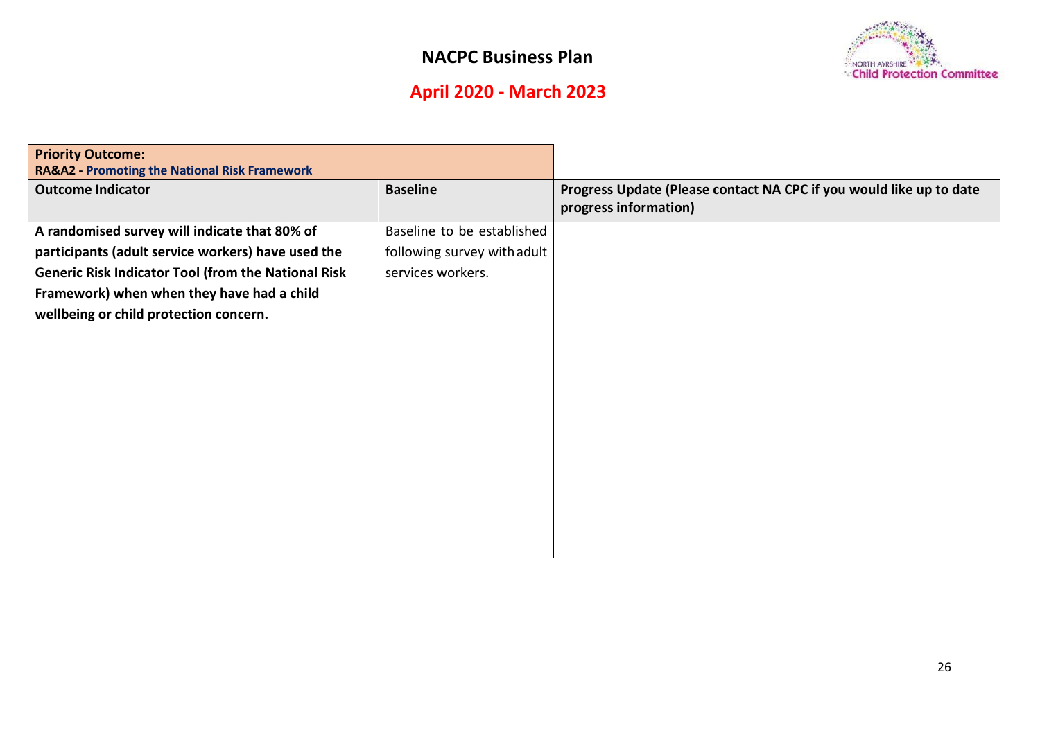## NACPC Business Plan

## April 2020 - March 2023

| **Priority Outcome:**<br>**RA&A2 - Promoting the National Risk Framework** | | |
|---|---|---|
| **Outcome Indicator** | **Baseline** | **Progress Update (Please contact NA CPC if you would like up to date progress information)** |
| **A randomised survey will indicate that 80% of participants (adult service workers) have used the Generic Risk Indicator Tool (from the National Risk Framework) when when they have had a child wellbeing or child protection concern.** | Baseline to be established following survey with adult services workers. | |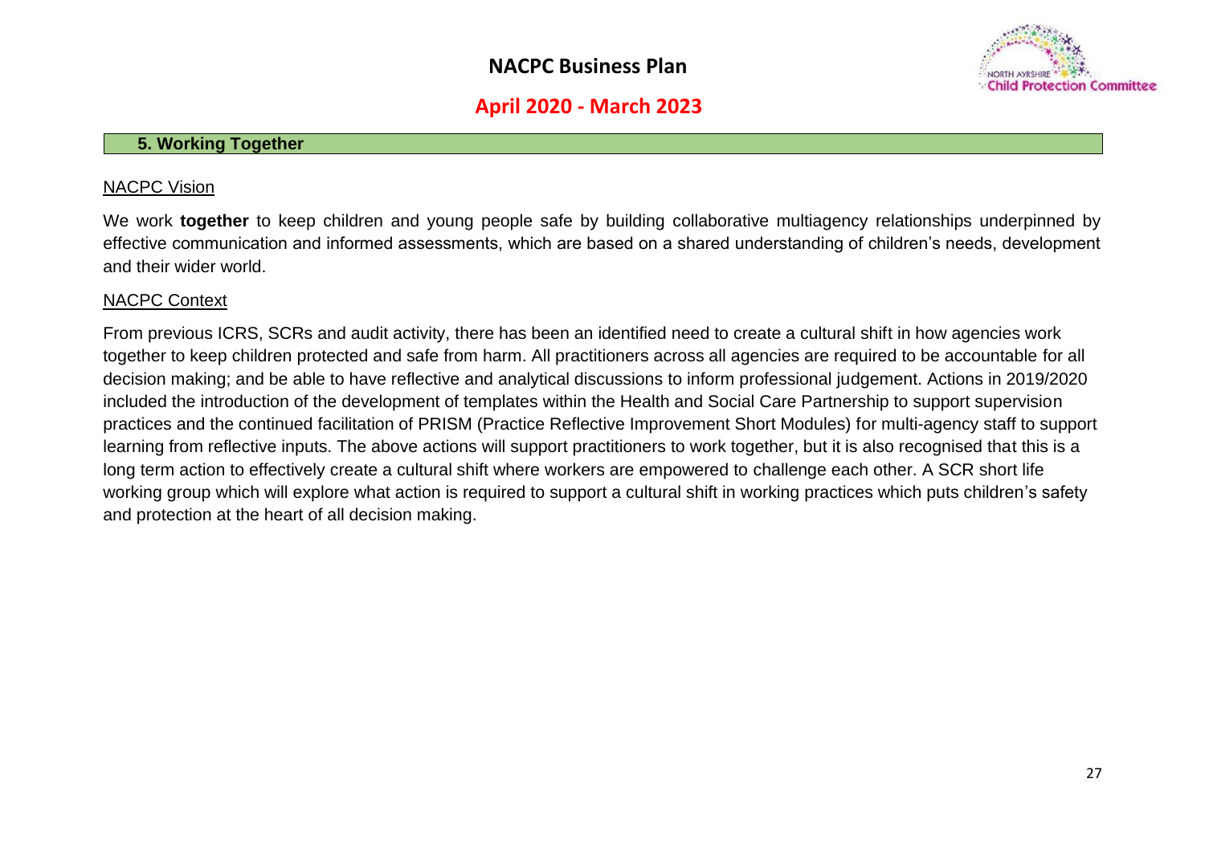## 5. Working Together

NACPC Vision

We work **together** to keep children and young people safe by building collaborative multiagency relationships underpinned by effective communication and informed assessments, which are based on a shared understanding of children's needs, development and their wider world.

NACPC Context

From previous ICRS, SCRs and audit activity, there has been an identified need to create a cultural shift in how agencies work together to keep children protected and safe from harm. All practitioners across all agencies are required to be accountable for all decision making; and be able to have reflective and analytical discussions to inform professional judgement. Actions in 2019/2020 included the introduction of the development of templates within the Health and Social Care Partnership to support supervision practices and the continued facilitation of PRISM (Practice Reflective Improvement Short Modules) for multi-agency staff to support learning from reflective inputs. The above actions will support practitioners to work together, but it is also recognised that this is a long term action to effectively create a cultural shift where workers are empowered to challenge each other. A SCR short life working group which will explore what action is required to support a cultural shift in working practices which puts children's safety and protection at the heart of all decision making.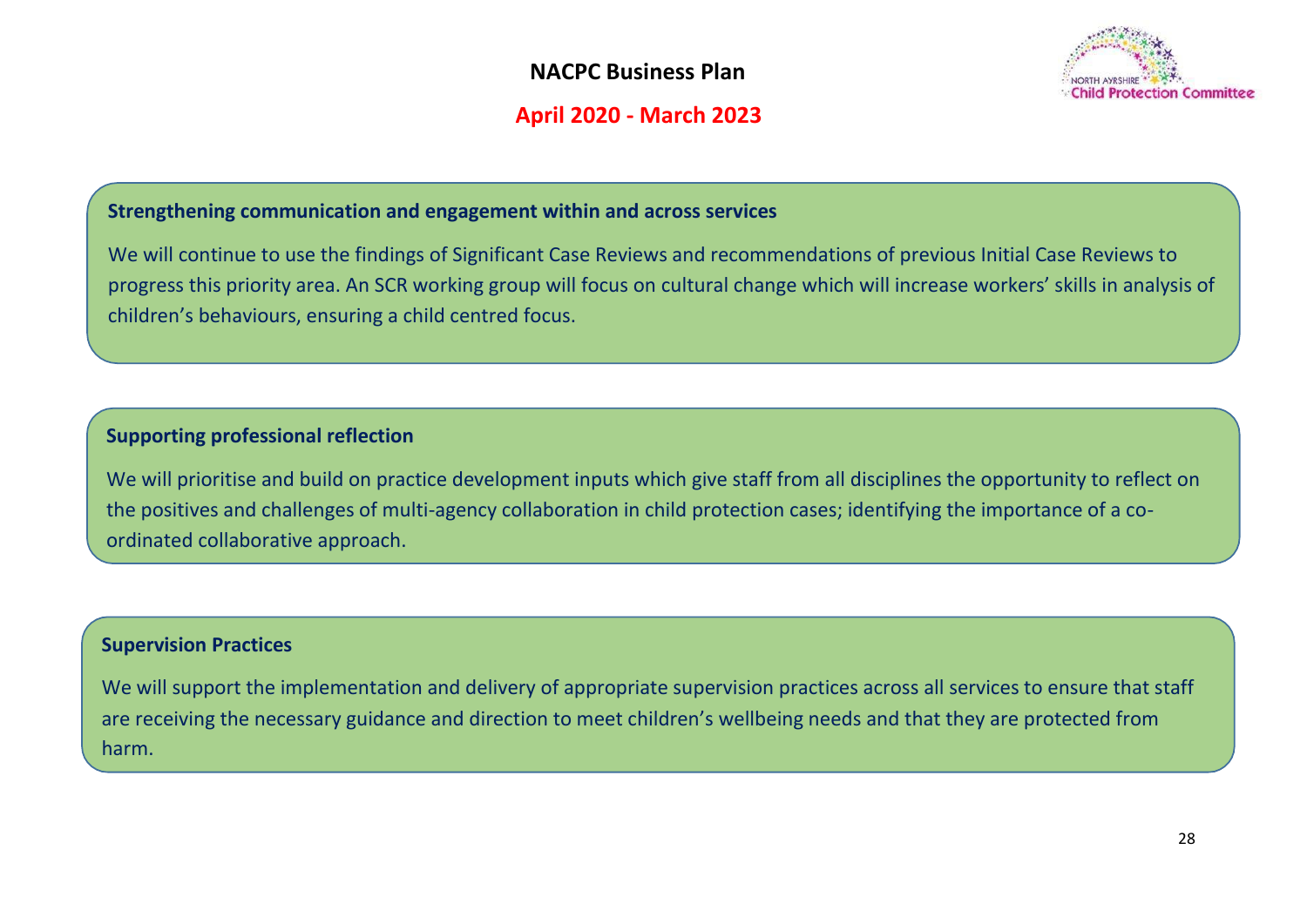## NACPC Business Plan

**April 2020 - March 2023**

### Strengthening communication and engagement within and across services

We will continue to use the findings of Significant Case Reviews and recommendations of previous Initial Case Reviews to progress this priority area. An SCR working group will focus on cultural change which will increase workers' skills in analysis of children's behaviours, ensuring a child centred focus.

### Supporting professional reflection

We will prioritise and build on practice development inputs which give staff from all disciplines the opportunity to reflect on the positives and challenges of multi-agency collaboration in child protection cases; identifying the importance of a co-ordinated collaborative approach.

### Supervision Practices

We will support the implementation and delivery of appropriate supervision practices across all services to ensure that staff are receiving the necessary guidance and direction to meet children's wellbeing needs and that they are protected from harm.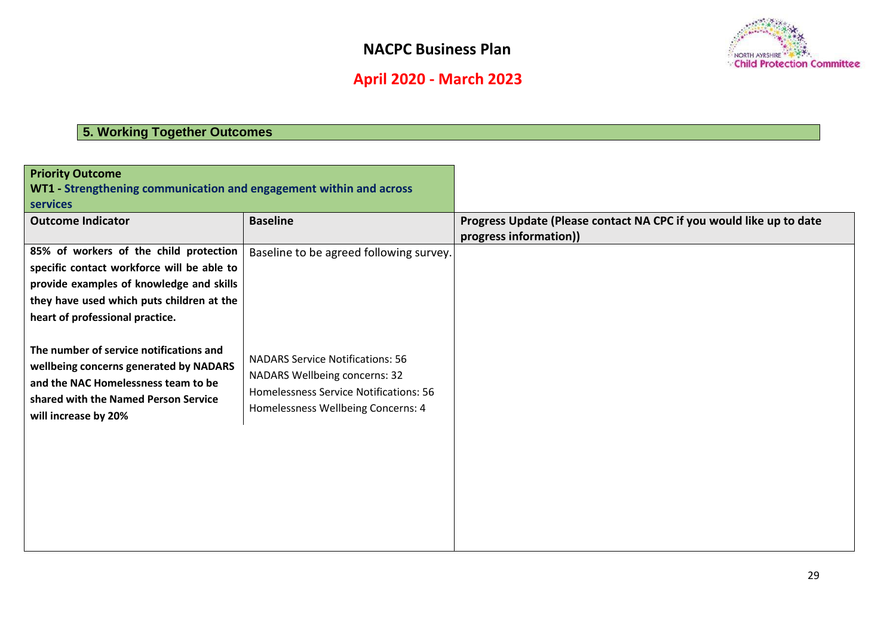# NACPC Business Plan

## April 2020 - March 2023

## 5. Working Together Outcomes

| **Priority Outcome**<br>**WT1 - Strengthening communication and engagement within and across services** | | |
|---|---|---|
| **Outcome Indicator** | **Baseline** | **Progress Update (Please contact NA CPC if you would like up to date progress information))** |
| **85% of workers of the child protection specific contact workforce will be able to provide examples of knowledge and skills they have used which puts children at the heart of professional practice.** | Baseline to be agreed following survey. | |
| **The number of service notifications and wellbeing concerns generated by NADARS and the NAC Homelessness team to be shared with the Named Person Service will increase by 20%** | NADARS Service Notifications: 56<br>NADARS Wellbeing concerns: 32<br>Homelessness Service Notifications: 56<br>Homelessness Wellbeing Concerns: 4 | |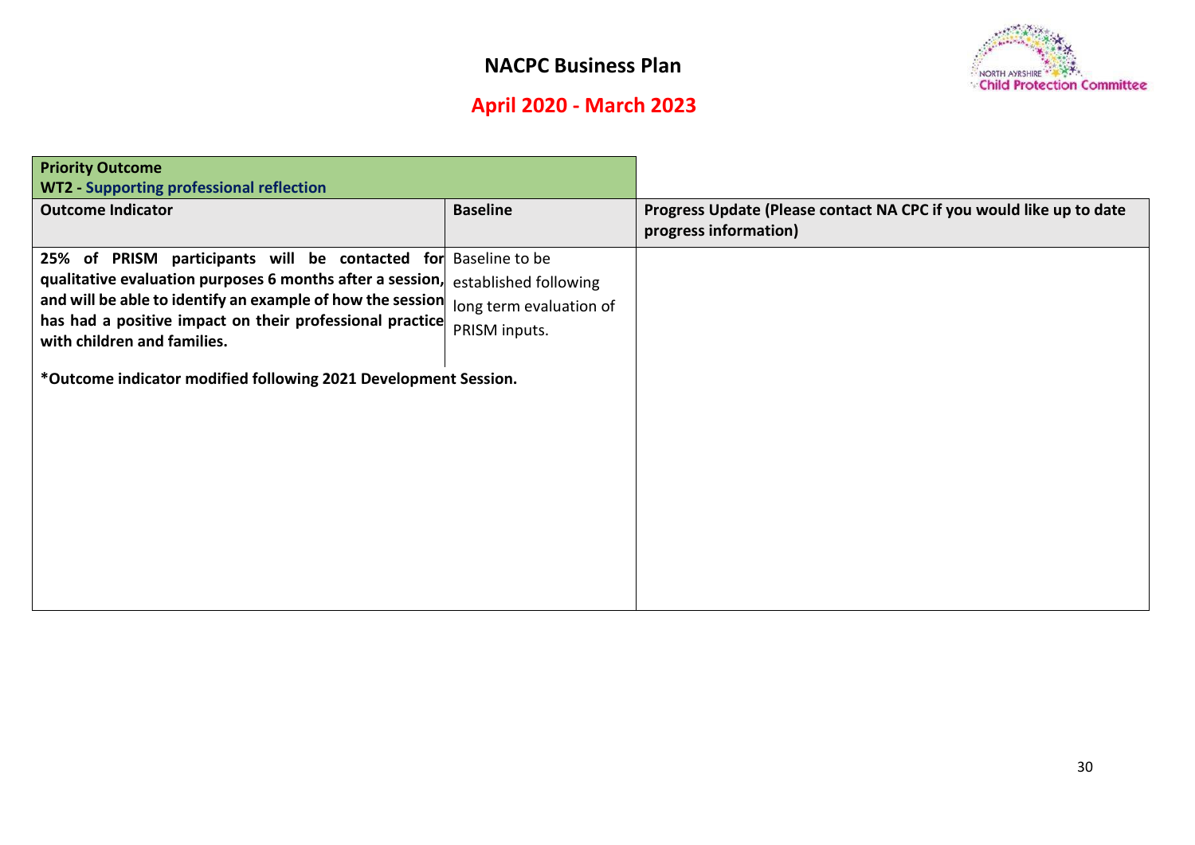# NACPC Business Plan

## April 2020 - March 2023

| **Priority Outcome**<br>**WT2 - Supporting professional reflection** | | |
|---|---|---|
| **Outcome Indicator** | **Baseline** | **Progress Update (Please contact NA CPC if you would like up to date progress information)** |
| **25% of PRISM participants will be contacted for qualitative evaluation purposes 6 months after a session, and will be able to identify an example of how the session has had a positive impact on their professional practice with children and families.**<br><br>**\*Outcome indicator modified following 2021 Development Session.** | Baseline to be established following long term evaluation of PRISM inputs. | |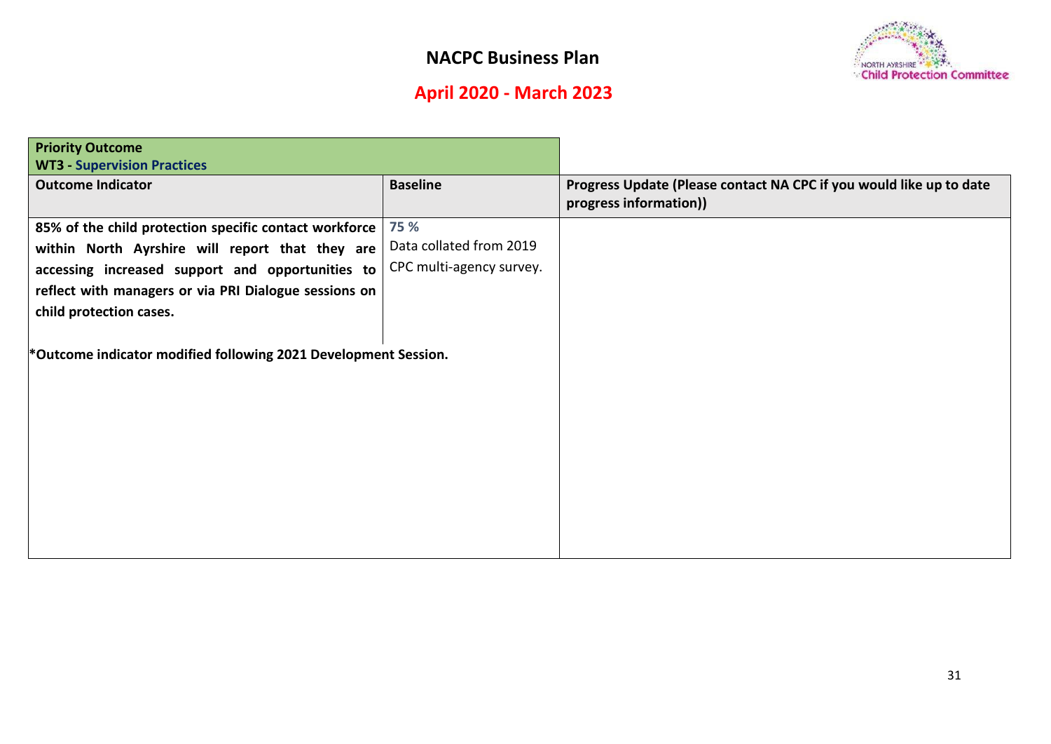## NACPC Business Plan

## April 2020 - March 2023

| **Priority Outcome**<br>**WT3 - Supervision Practices** | | |
|---|---|---|
| **Outcome Indicator** | **Baseline** | **Progress Update (Please contact NA CPC if you would like up to date progress information))** |
| **85% of the child protection specific contact workforce within North Ayrshire will report that they are accessing increased support and opportunities to reflect with managers or via PRI Dialogue sessions on child protection cases.** | **75 %**<br>Data collated from 2019 CPC multi-agency survey. | |
| ***Outcome indicator modified following 2021 Development Session.** | | |